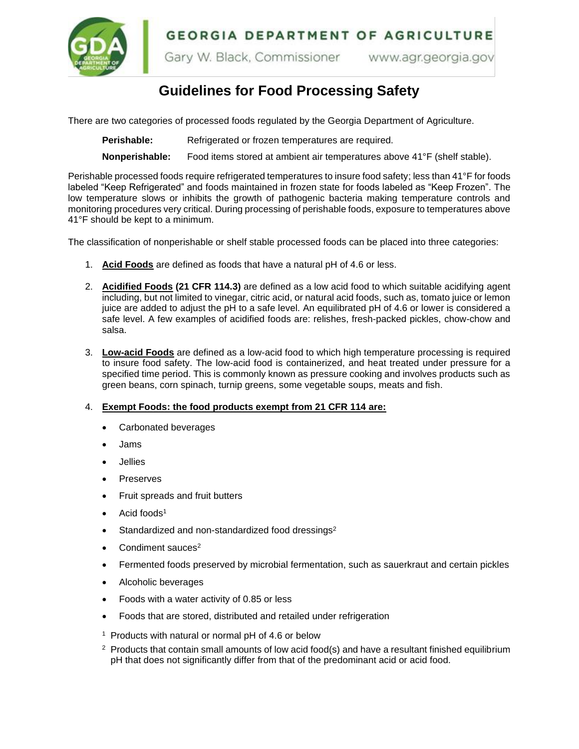GEORGIA DEPARTMENT OF AGRICULTURE

Gary W. Black, Commissioner www.agr.georgia.gov

# Guidelines for Food Processing Safety

There are two categories of processed foods regulated by the Georgia Department of Agriculture.

**Perishable:** Refrigerated or frozen temperatures are required.

**Nonperishable:** Food items stored at ambient air temperatures above 41°F (shelf stable).

Perishable processed foods require refrigerated temperatures to insure food safety; less than 41°F for foods labeled "Keep Refrigerated" and foods maintained in frozen state for foods labeled as "Keep Frozen". The low temperature slows or inhibits the growth of pathogenic bacteria making temperature controls and monitoring procedures very critical. During processing of perishable foods, exposure to temperatures above 41°F should be kept to a minimum.

The classification of nonperishable or shelf stable processed foods can be placed into three categories:

1. **Acid Foods** are defined as foods that have a natural pH of 4.6 or less.

2. **Acidified Foods (21 CFR 114.3)** are defined as a low acid food to which suitable acidifying agent including, but not limited to vinegar, citric acid, or natural acid foods, such as, tomato juice or lemon juice are added to adjust the pH to a safe level. An equilibrated pH of 4.6 or lower is considered a safe level. A few examples of acidified foods are: relishes, fresh-packed pickles, chow-chow and salsa.

3. **Low-acid Foods** are defined as a low-acid food to which high temperature processing is required to insure food safety. The low-acid food is containerized, and heat treated under pressure for a specified time period. This is commonly known as pressure cooking and involves products such as green beans, corn spinach, turnip greens, some vegetable soups, meats and fish.

4. **Exempt Foods: the food products exempt from 21 CFR 114 are:**
   - Carbonated beverages
   - Jams
   - Jellies
   - Preserves
   - Fruit spreads and fruit butters
   - Acid foods[1]
   - Standardized and non-standardized food dressings[2]
   - Condiment sauces[2]
   - Fermented foods preserved by microbial fermentation, such as sauerkraut and certain pickles
   - Alcoholic beverages
   - Foods with a water activity of 0.85 or less
   - Foods that are stored, distributed and retailed under refrigeration

   [1] Products with natural or normal pH of 4.6 or below

   [2] Products that contain small amounts of low acid food(s) and have a resultant finished equilibrium pH that does not significantly differ from that of the predominant acid or acid food.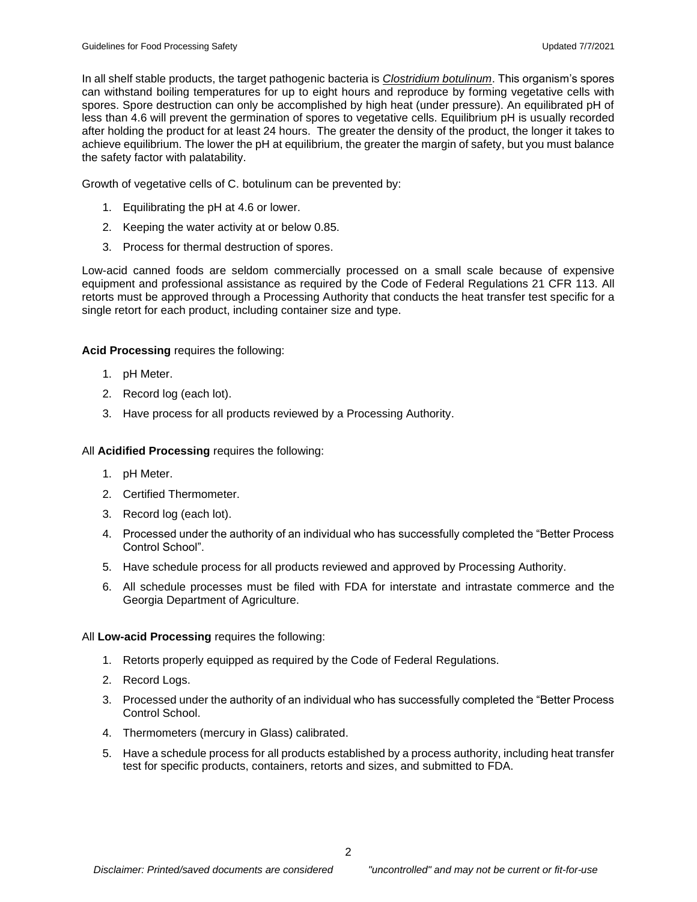In all shelf stable products, the target pathogenic bacteria is *Clostridium botulinum*. This organism's spores can withstand boiling temperatures for up to eight hours and reproduce by forming vegetative cells with spores. Spore destruction can only be accomplished by high heat (under pressure). An equilibrated pH of less than 4.6 will prevent the germination of spores to vegetative cells. Equilibrium pH is usually recorded after holding the product for at least 24 hours. The greater the density of the product, the longer it takes to achieve equilibrium. The lower the pH at equilibrium, the greater the margin of safety, but you must balance the safety factor with palatability.

Growth of vegetative cells of C. botulinum can be prevented by:

1. Equilibrating the pH at 4.6 or lower.
2. Keeping the water activity at or below 0.85.
3. Process for thermal destruction of spores.

Low-acid canned foods are seldom commercially processed on a small scale because of expensive equipment and professional assistance as required by the Code of Federal Regulations 21 CFR 113. All retorts must be approved through a Processing Authority that conducts the heat transfer test specific for a single retort for each product, including container size and type.

**Acid Processing** requires the following:

1. pH Meter.
2. Record log (each lot).
3. Have process for all products reviewed by a Processing Authority.

All **Acidified Processing** requires the following:

1. pH Meter.
2. Certified Thermometer.
3. Record log (each lot).
4. Processed under the authority of an individual who has successfully completed the "Better Process Control School".
5. Have schedule process for all products reviewed and approved by Processing Authority.
6. All schedule processes must be filed with FDA for interstate and intrastate commerce and the Georgia Department of Agriculture.

All **Low-acid Processing** requires the following:

1. Retorts properly equipped as required by the Code of Federal Regulations.
2. Record Logs.
3. Processed under the authority of an individual who has successfully completed the "Better Process Control School.
4. Thermometers (mercury in Glass) calibrated.
5. Have a schedule process for all products established by a process authority, including heat transfer test for specific products, containers, retorts and sizes, and submitted to FDA.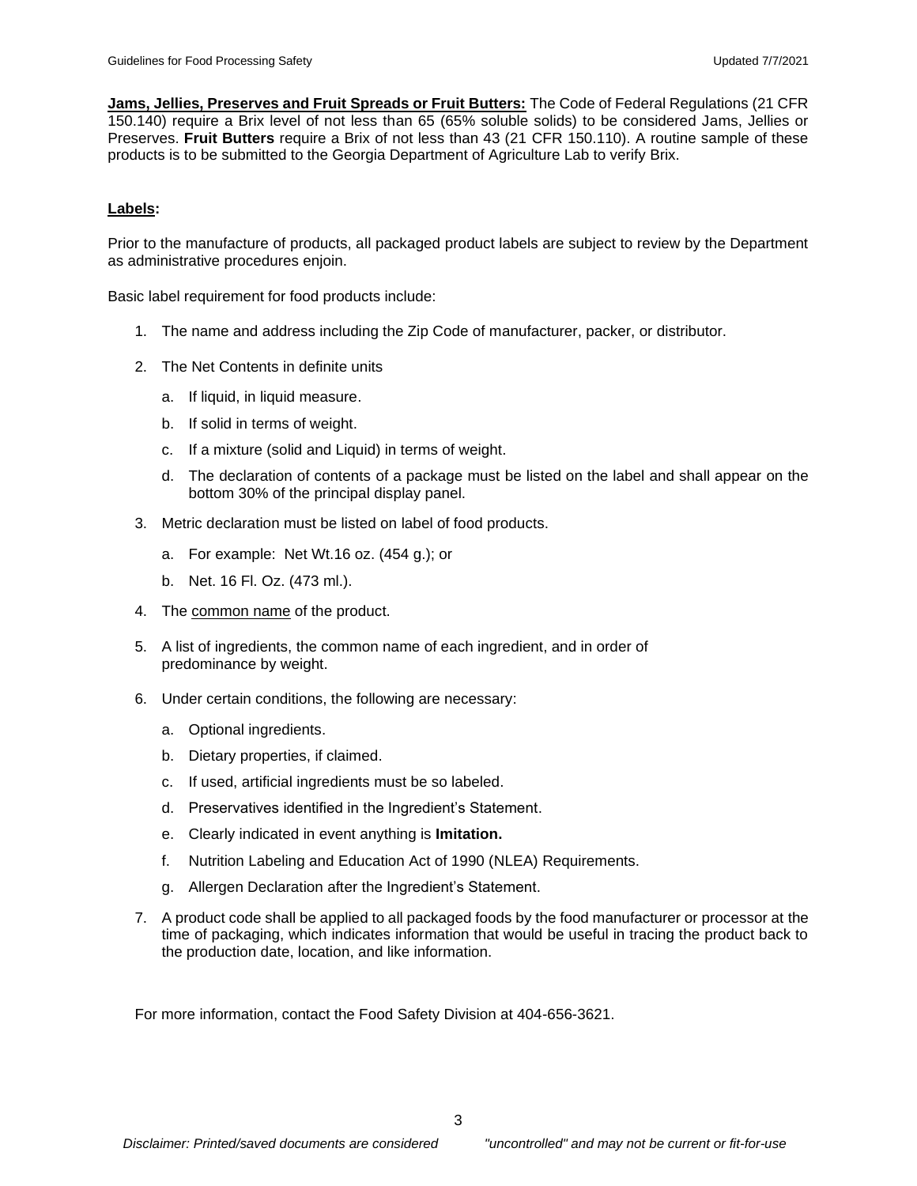**Jams, Jellies, Preserves and Fruit Spreads or Fruit Butters:** The Code of Federal Regulations (21 CFR 150.140) require a Brix level of not less than 65 (65% soluble solids) to be considered Jams, Jellies or Preserves. **Fruit Butters** require a Brix of not less than 43 (21 CFR 150.110). A routine sample of these products is to be submitted to the Georgia Department of Agriculture Lab to verify Brix.

**Labels:**

Prior to the manufacture of products, all packaged product labels are subject to review by the Department as administrative procedures enjoin.

Basic label requirement for food products include:

1. The name and address including the Zip Code of manufacturer, packer, or distributor.
2. The Net Contents in definite units
   a. If liquid, in liquid measure.
   b. If solid in terms of weight.
   c. If a mixture (solid and Liquid) in terms of weight.
   d. The declaration of contents of a package must be listed on the label and shall appear on the bottom 30% of the principal display panel.
3. Metric declaration must be listed on label of food products.
   a. For example: Net Wt.16 oz. (454 g.); or
   b. Net. 16 Fl. Oz. (473 ml.).
4. The common name of the product.
5. A list of ingredients, the common name of each ingredient, and in order of predominance by weight.
6. Under certain conditions, the following are necessary:
   a. Optional ingredients.
   b. Dietary properties, if claimed.
   c. If used, artificial ingredients must be so labeled.
   d. Preservatives identified in the Ingredient's Statement.
   e. Clearly indicated in event anything is **Imitation.**
   f. Nutrition Labeling and Education Act of 1990 (NLEA) Requirements.
   g. Allergen Declaration after the Ingredient's Statement.
7. A product code shall be applied to all packaged foods by the food manufacturer or processor at the time of packaging, which indicates information that would be useful in tracing the product back to the production date, location, and like information.

For more information, contact the Food Safety Division at 404-656-3621.